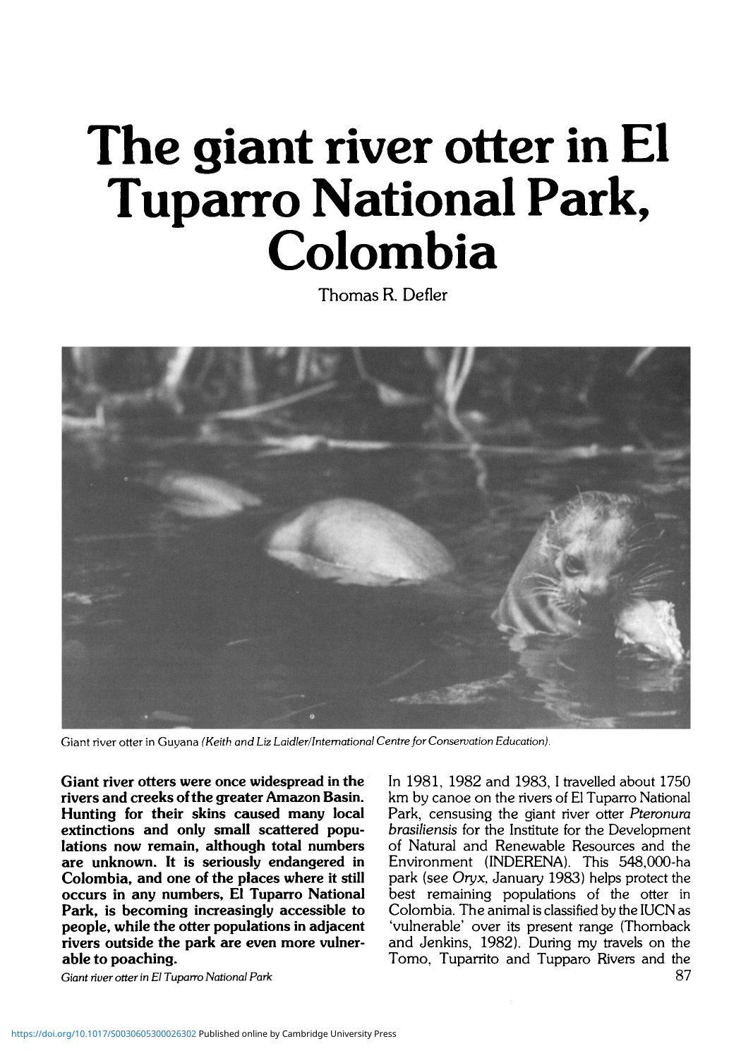# The giant river otter in El Tuparro National Park, Colombia

Thomas R. Defler

Giant river otter in Guyana *(Keith and Liz Laidler/International Centre for Conservation Education).*

**Giant river otters were once widespread in the rivers and creeks of the greater Amazon Basin. Hunting for their skins caused many local extinctions and only small scattered populations now remain, although total numbers are unknown. It is seriously endangered in Colombia, and one of the places where it still occurs in any numbers, El Tuparro National Park, is becoming increasingly accessible to people, while the otter populations in adjacent rivers outside the park are even more vulnerable to poaching.**

In 1981, 1982 and 1983, I travelled about 1750 km by canoe on the rivers of El Tuparro National Park, censusing the giant river otter *Pteronura brasiliensis* for the Institute for the Development of Natural and Renewable Resources and the Environment (INDERENA). This 548,000-ha park (see *Oryx*, January 1983) helps protect the best remaining populations of the otter in Colombia. The animal is classified by the IUCN as 'vulnerable' over its present range (Thornback and Jenkins, 1982). During my travels on the Tomo, Tuparrito and Tupparo Rivers and the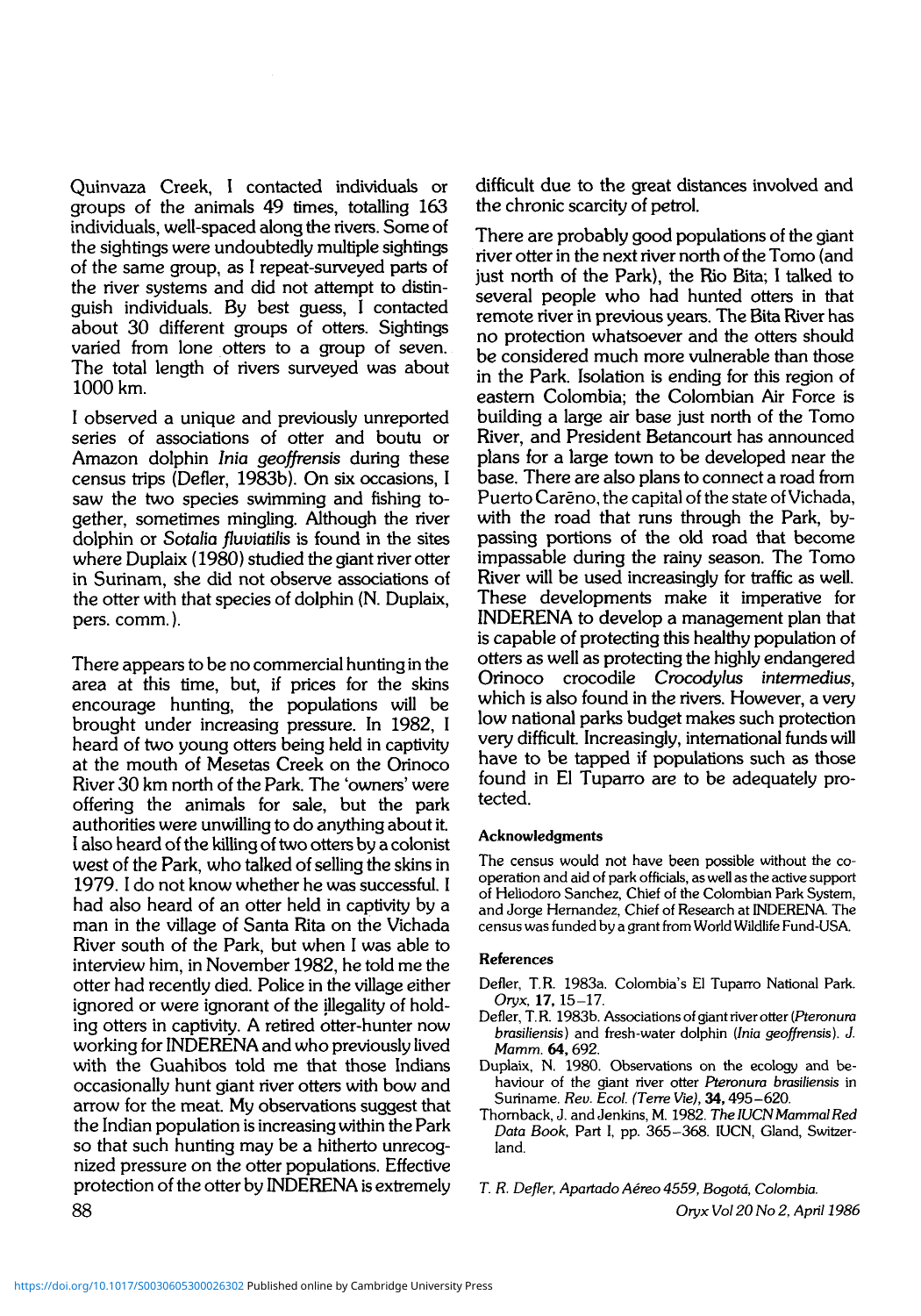Quinvaza Creek, I contacted individuals or groups of the animals 49 times, totalling 163 individuals, well-spaced along the rivers. Some of the sightings were undoubtedly multiple sightings of the same group, as I repeat-surveyed parts of the river systems and did not attempt to distinguish individuals. By best guess, I contacted about 30 different groups of otters. Sightings varied from lone otters to a group of seven. The total length of rivers surveyed was about 1000 km.

I observed a unique and previously unreported series of associations of otter and boutu or Amazon dolphin *Inia geoffrensis* during these census trips (Defler, 1983b). On six occasions, I saw the two species swimming and fishing together, sometimes mingling. Although the river dolphin or *Sotalia fluviatilis* is found in the sites where Duplaix (1980) studied the giant river otter in Surinam, she did not observe associations of the otter with that species of dolphin (N. Duplaix, pers. comm.).

There appears to be no commercial hunting in the area at this time, but, if prices for the skins encourage hunting, the populations will be brought under increasing pressure. In 1982, I heard of two young otters being held in captivity at the mouth of Mesetas Creek on the Orinoco River 30 km north of the Park. The 'owners' were offering the animals for sale, but the park authorities were unwilling to do anything about it. I also heard of the killing of two otters by a colonist west of the Park, who talked of selling the skins in 1979. I do not know whether he was successful. I had also heard of an otter held in captivity by a man in the village of Santa Rita on the Vichada River south of the Park, but when I was able to interview him, in November 1982, he told me the otter had recently died. Police in the village either ignored or were ignorant of the illegality of holding otters in captivity. A retired otter-hunter now working for INDERENA and who previously lived with the Guahibos told me that those Indians occasionally hunt giant river otters with bow and arrow for the meat. My observations suggest that the Indian population is increasing within the Park so that such hunting may be a hitherto unrecognized pressure on the otter populations. Effective protection of the otter by INDERENA is extremely difficult due to the great distances involved and the chronic scarcity of petrol.

There are probably good populations of the giant river otter in the next river north of the Tomo (and just north of the Park), the Rio Bita; I talked to several people who had hunted otters in that remote river in previous years. The Bita River has no protection whatsoever and the otters should be considered much more vulnerable than those in the Park. Isolation is ending for this region of eastern Colombia; the Colombian Air Force is building a large air base just north of the Tomo River, and President Betancourt has announced plans for a large town to be developed near the base. There are also plans to connect a road from Puerto Carēno, the capital of the state of Vichada, with the road that runs through the Park, bypassing portions of the old road that become impassable during the rainy season. The Tomo River will be used increasingly for traffic as well. These developments make it imperative for INDERENA to develop a management plan that is capable of protecting this healthy population of otters as well as protecting the highly endangered Orinoco crocodile *Crocodylus intermedius*, which is also found in the rivers. However, a very low national parks budget makes such protection very difficult. Increasingly, international funds will have to be tapped if populations such as those found in El Tuparro are to be adequately protected.

### Acknowledgments

The census would not have been possible without the cooperation and aid of park officials, as well as the active support of Heliodoro Sanchez, Chief of the Colombian Park System, and Jorge Hernandez, Chief of Research at INDERENA. The census was funded by a grant from World Wildlife Fund-USA.

### References

Defler, T.R. 1983a. Colombia's El Tuparro National Park. *Oryx*, **17**, 15–17.

Defler, T.R. 1983b. Associations of giant river otter (*Pteronura brasiliensis*) and fresh-water dolphin (*Inia geoffrensis*). *J. Mamm.* **64**, 692.

Duplaix, N. 1980. Observations on the ecology and behaviour of the giant river otter *Pteronura brasiliensis* in Suriname. *Rev. Ecol. (Terre Vie)*, **34**, 495–620.

Thornback, J. and Jenkins, M. 1982. *The IUCN Mammal Red Data Book*, Part I, pp. 365–368. IUCN, Gland, Switzerland.

*T. R. Defler, Apartado Aéreo 4559, Bogotá, Colombia.*